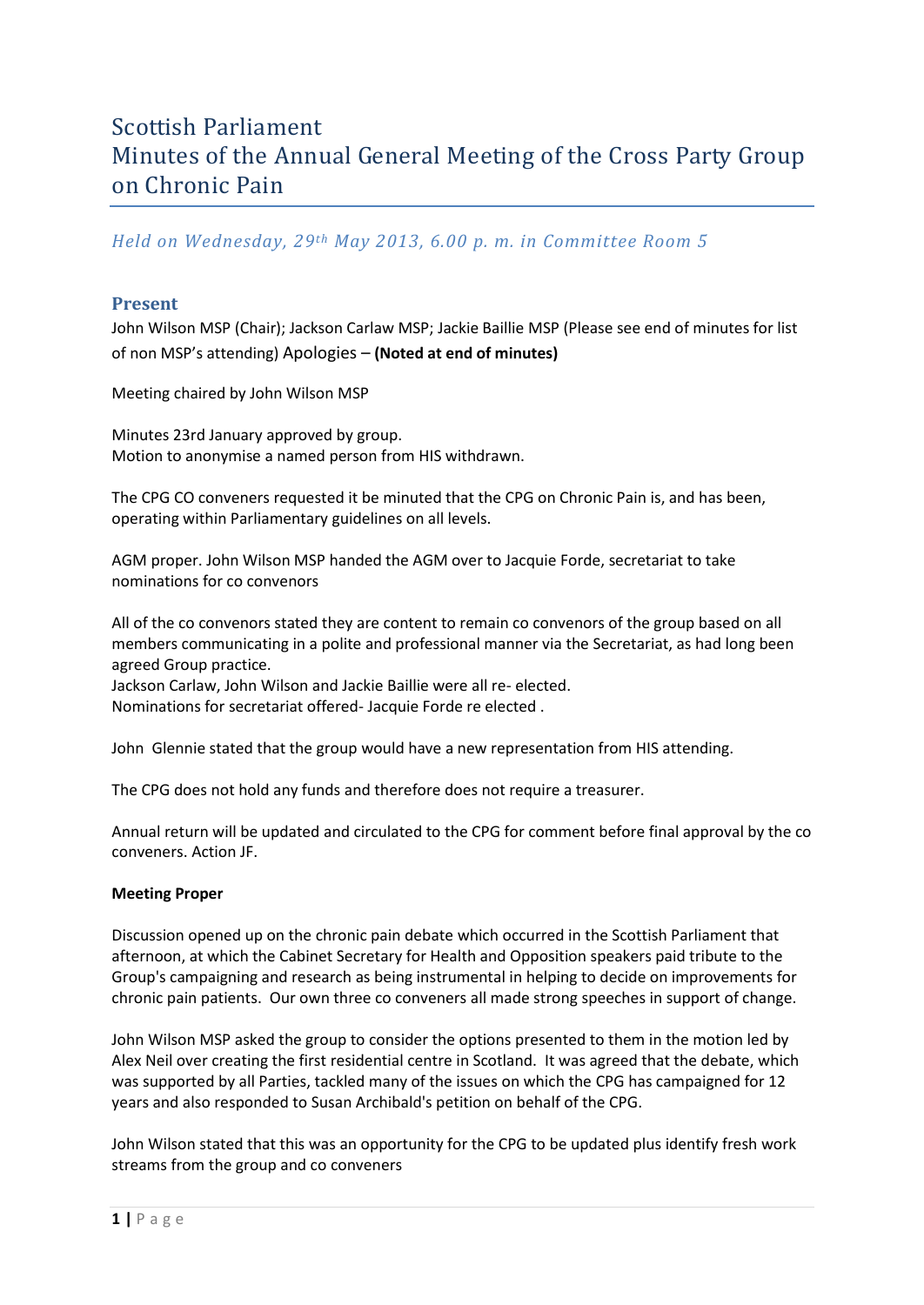# Scottish Parliament
# Minutes of the Annual General Meeting of the Cross Party Group on Chronic Pain

*Held on Wednesday, 29th May 2013, 6.00 p. m. in Committee Room 5*

## Present

John Wilson MSP (Chair); Jackson Carlaw MSP; Jackie Baillie MSP (Please see end of minutes for list of non MSP's attending) Apologies – **(Noted at end of minutes)**

Meeting chaired by John Wilson MSP

Minutes 23rd January approved by group.
Motion to anonymise a named person from HIS withdrawn.

The CPG CO conveners requested it be minuted that the CPG on Chronic Pain is, and has been, operating within Parliamentary guidelines on all levels.

AGM proper. John Wilson MSP handed the AGM over to Jacquie Forde, secretariat to take nominations for co convenors

All of the co convenors stated they are content to remain co convenors of the group based on all members communicating in a polite and professional manner via the Secretariat, as had long been agreed Group practice.
Jackson Carlaw, John Wilson and Jackie Baillie were all re- elected.
Nominations for secretariat offered- Jacquie Forde re elected .

John Glennie stated that the group would have a new representation from HIS attending.

The CPG does not hold any funds and therefore does not require a treasurer.

Annual return will be updated and circulated to the CPG for comment before final approval by the co conveners. Action JF.

**Meeting Proper**

Discussion opened up on the chronic pain debate which occurred in the Scottish Parliament that afternoon, at which the Cabinet Secretary for Health and Opposition speakers paid tribute to the Group's campaigning and research as being instrumental in helping to decide on improvements for chronic pain patients. Our own three co conveners all made strong speeches in support of change.

John Wilson MSP asked the group to consider the options presented to them in the motion led by Alex Neil over creating the first residential centre in Scotland. It was agreed that the debate, which was supported by all Parties, tackled many of the issues on which the CPG has campaigned for 12 years and also responded to Susan Archibald's petition on behalf of the CPG.

John Wilson stated that this was an opportunity for the CPG to be updated plus identify fresh work streams from the group and co conveners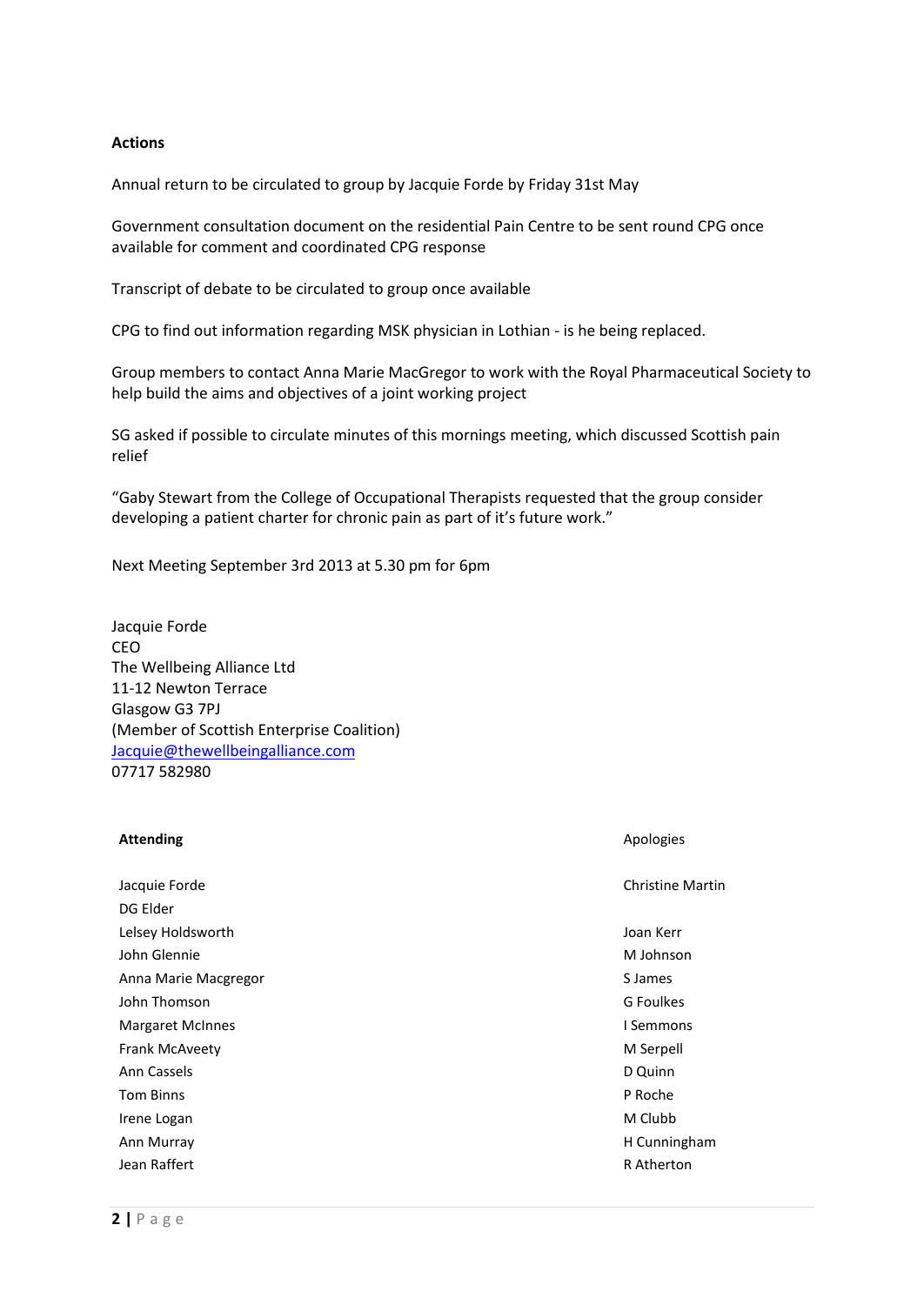**Actions**

Annual return to be circulated to group by Jacquie Forde by Friday 31st May

Government consultation document on the residential Pain Centre to be sent round CPG once available for comment and coordinated CPG response

Transcript of debate to be circulated to group once available

CPG to find out information regarding MSK physician in Lothian - is he being replaced.

Group members to contact Anna Marie MacGregor to work with the Royal Pharmaceutical Society to help build the aims and objectives of a joint working project

SG asked if possible to circulate minutes of this mornings meeting, which discussed Scottish pain relief

"Gaby Stewart from the College of Occupational Therapists requested that the group consider developing a patient charter for chronic pain as part of it's future work."

Next Meeting September 3rd 2013 at 5.30 pm for 6pm

Jacquie Forde  
CEO  
The Wellbeing Alliance Ltd  
11-12 Newton Terrace  
Glasgow G3 7PJ  
(Member of Scottish Enterprise Coalition)  
Jacquie@thewellbeingalliance.com  
07717 582980

| **Attending** | Apologies |
|---|---|
| Jacquie Forde | Christine Martin |
| DG Elder | |
| Lelsey Holdsworth | Joan Kerr |
| John Glennie | M Johnson |
| Anna Marie Macgregor | S James |
| John Thomson | G Foulkes |
| Margaret McInnes | I Semmons |
| Frank McAveety | M Serpell |
| Ann Cassels | D Quinn |
| Tom Binns | P Roche |
| Irene Logan | M Clubb |
| Ann Murray | H Cunningham |
| Jean Raffert | R Atherton |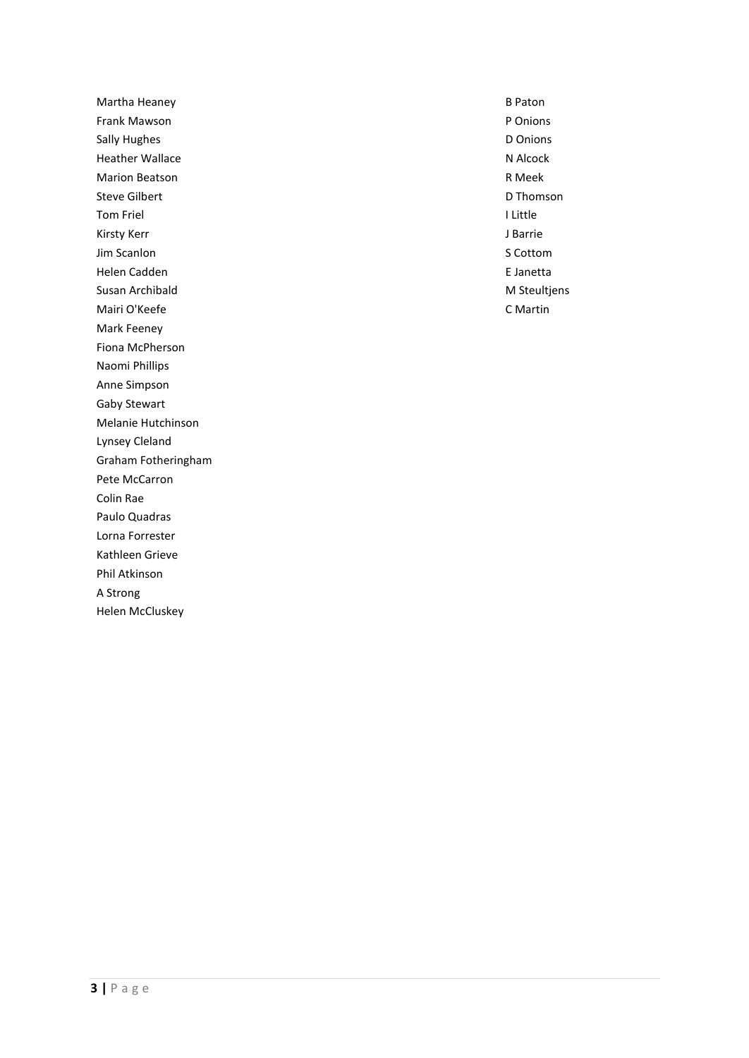Martha Heaney
Frank Mawson
Sally Hughes
Heather Wallace
Marion Beatson
Steve Gilbert
Tom Friel
Kirsty Kerr
Jim Scanlon
Helen Cadden
Susan Archibald
Mairi O'Keefe
Mark Feeney
Fiona McPherson
Naomi Phillips
Anne Simpson
Gaby Stewart
Melanie Hutchinson
Lynsey Cleland
Graham Fotheringham
Pete McCarron
Colin Rae
Paulo Quadras
Lorna Forrester
Kathleen Grieve
Phil Atkinson
A Strong
Helen McCluskey

B Paton
P Onions
D Onions
N Alcock
R Meek
D Thomson
I Little
J Barrie
S Cottom
E Janetta
M Steultjens
C Martin